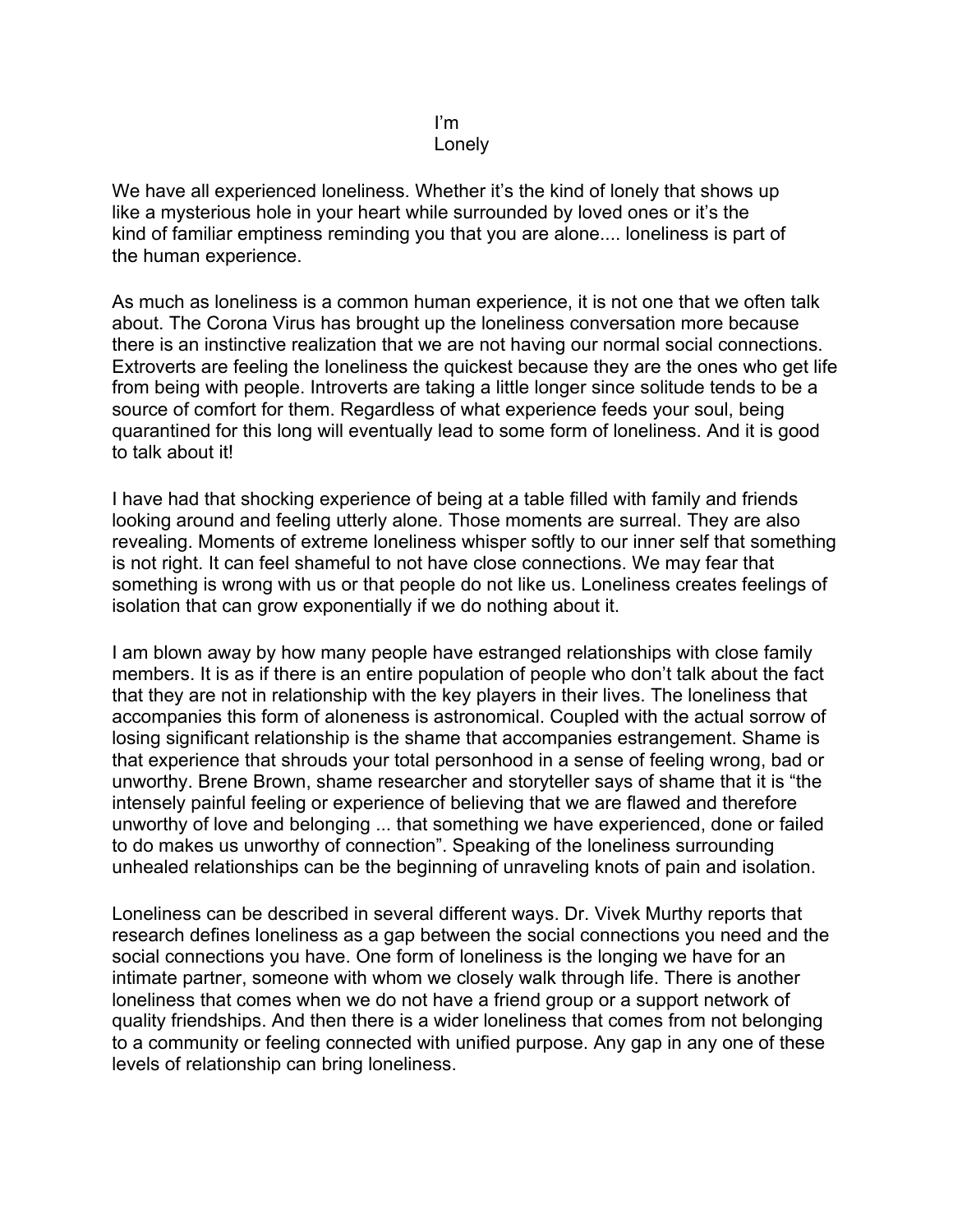# I'm Lonely

We have all experienced loneliness. Whether it's the kind of lonely that shows up like a mysterious hole in your heart while surrounded by loved ones or it's the kind of familiar emptiness reminding you that you are alone.... loneliness is part of the human experience.

As much as loneliness is a common human experience, it is not one that we often talk about. The Corona Virus has brought up the loneliness conversation more because there is an instinctive realization that we are not having our normal social connections. Extroverts are feeling the loneliness the quickest because they are the ones who get life from being with people. Introverts are taking a little longer since solitude tends to be a source of comfort for them. Regardless of what experience feeds your soul, being quarantined for this long will eventually lead to some form of loneliness. And it is good to talk about it!

I have had that shocking experience of being at a table filled with family and friends looking around and feeling utterly alone. Those moments are surreal. They are also revealing. Moments of extreme loneliness whisper softly to our inner self that something is not right. It can feel shameful to not have close connections. We may fear that something is wrong with us or that people do not like us. Loneliness creates feelings of isolation that can grow exponentially if we do nothing about it.

I am blown away by how many people have estranged relationships with close family members. It is as if there is an entire population of people who don't talk about the fact that they are not in relationship with the key players in their lives. The loneliness that accompanies this form of aloneness is astronomical. Coupled with the actual sorrow of losing significant relationship is the shame that accompanies estrangement. Shame is that experience that shrouds your total personhood in a sense of feeling wrong, bad or unworthy. Brene Brown, shame researcher and storyteller says of shame that it is "the intensely painful feeling or experience of believing that we are flawed and therefore unworthy of love and belonging ... that something we have experienced, done or failed to do makes us unworthy of connection". Speaking of the loneliness surrounding unhealed relationships can be the beginning of unraveling knots of pain and isolation.

Loneliness can be described in several different ways. Dr. Vivek Murthy reports that research defines loneliness as a gap between the social connections you need and the social connections you have. One form of loneliness is the longing we have for an intimate partner, someone with whom we closely walk through life. There is another loneliness that comes when we do not have a friend group or a support network of quality friendships. And then there is a wider loneliness that comes from not belonging to a community or feeling connected with unified purpose. Any gap in any one of these levels of relationship can bring loneliness.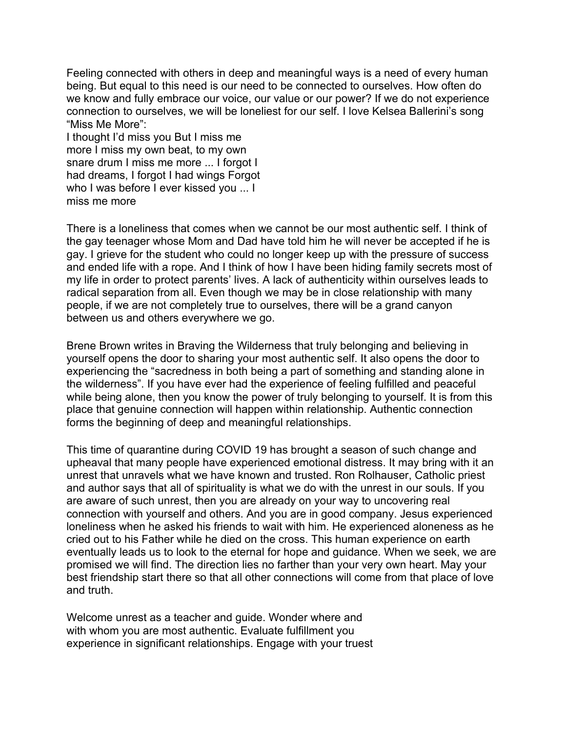Feeling connected with others in deep and meaningful ways is a need of every human being. But equal to this need is our need to be connected to ourselves. How often do we know and fully embrace our voice, our value or our power? If we do not experience connection to ourselves, we will be loneliest for our self. I love Kelsea Ballerini's song "Miss Me More":

I thought I'd miss you But I miss me more I miss my own beat, to my own snare drum I miss me more ... I forgot I had dreams, I forgot I had wings Forgot who I was before I ever kissed you ... I miss me more

There is a loneliness that comes when we cannot be our most authentic self. I think of the gay teenager whose Mom and Dad have told him he will never be accepted if he is gay. I grieve for the student who could no longer keep up with the pressure of success and ended life with a rope. And I think of how I have been hiding family secrets most of my life in order to protect parents' lives. A lack of authenticity within ourselves leads to radical separation from all. Even though we may be in close relationship with many people, if we are not completely true to ourselves, there will be a grand canyon between us and others everywhere we go.

Brene Brown writes in Braving the Wilderness that truly belonging and believing in yourself opens the door to sharing your most authentic self. It also opens the door to experiencing the "sacredness in both being a part of something and standing alone in the wilderness". If you have ever had the experience of feeling fulfilled and peaceful while being alone, then you know the power of truly belonging to yourself. It is from this place that genuine connection will happen within relationship. Authentic connection forms the beginning of deep and meaningful relationships.

This time of quarantine during COVID 19 has brought a season of such change and upheaval that many people have experienced emotional distress. It may bring with it an unrest that unravels what we have known and trusted. Ron Rolhauser, Catholic priest and author says that all of spirituality is what we do with the unrest in our souls. If you are aware of such unrest, then you are already on your way to uncovering real connection with yourself and others. And you are in good company. Jesus experienced loneliness when he asked his friends to wait with him. He experienced aloneness as he cried out to his Father while he died on the cross. This human experience on earth eventually leads us to look to the eternal for hope and guidance. When we seek, we are promised we will find. The direction lies no farther than your very own heart. May your best friendship start there so that all other connections will come from that place of love and truth.

Welcome unrest as a teacher and guide. Wonder where and with whom you are most authentic. Evaluate fulfillment you experience in significant relationships. Engage with your truest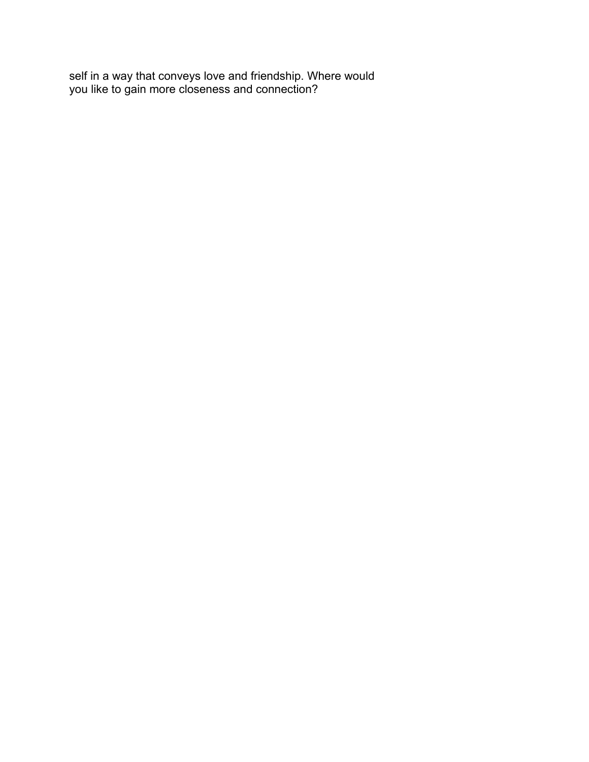self in a way that conveys love and friendship. Where would you like to gain more closeness and connection?